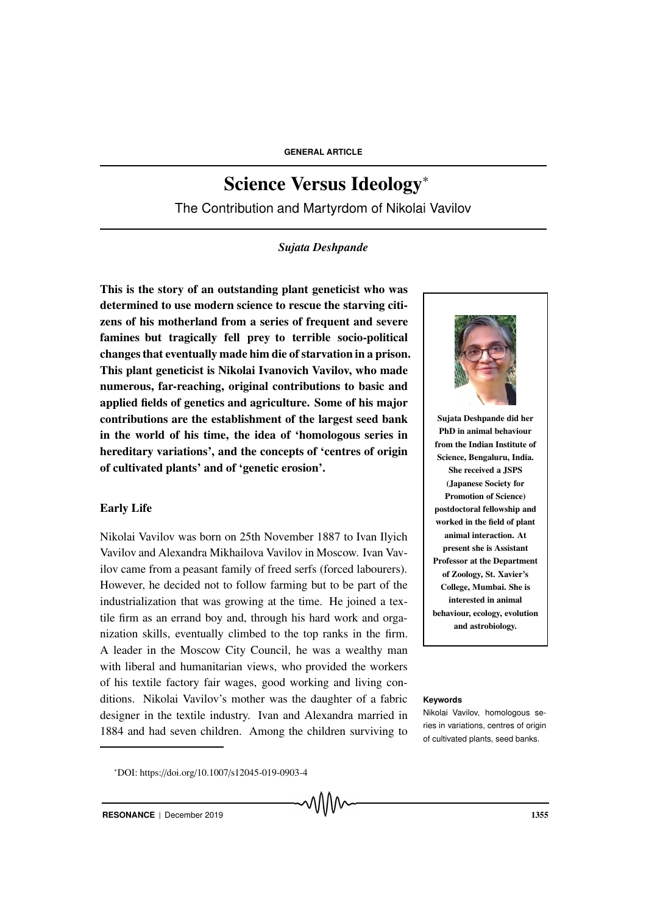GENERAL ARTICLE

# Science Versus Ideology*

## The Contribution and Martyrdom of Nikolai Vavilov

*Sujata Deshpande*

**This is the story of an outstanding plant geneticist who was determined to use modern science to rescue the starving citizens of his motherland from a series of frequent and severe famines but tragically fell prey to terrible socio-political changes that eventually made him die of starvation in a prison. This plant geneticist is Nikolai Ivanovich Vavilov, who made numerous, far-reaching, original contributions to basic and applied fields of genetics and agriculture. Some of his major contributions are the establishment of the largest seed bank in the world of his time, the idea of 'homologous series in hereditary variations', and the concepts of 'centres of origin of cultivated plants' and of 'genetic erosion'.**

**Sujata Deshpande did her PhD in animal behaviour from the Indian Institute of Science, Bengaluru, India. She received a JSPS (Japanese Society for Promotion of Science) postdoctoral fellowship and worked in the field of plant animal interaction. At present she is Assistant Professor at the Department of Zoology, St. Xavier's College, Mumbai. She is interested in animal behaviour, ecology, evolution and astrobiology.**

**Keywords**

Nikolai Vavilov, homologous series in variations, centres of origin of cultivated plants, seed banks.

### Early Life

Nikolai Vavilov was born on 25th November 1887 to Ivan Ilyich Vavilov and Alexandra Mikhailova Vavilov in Moscow. Ivan Vavilov came from a peasant family of freed serfs (forced labourers). However, he decided not to follow farming but to be part of the industrialization that was growing at the time. He joined a textile firm as an errand boy and, through his hard work and organization skills, eventually climbed to the top ranks in the firm. A leader in the Moscow City Council, he was a wealthy man with liberal and humanitarian views, who provided the workers of his textile factory fair wages, good working and living conditions. Nikolai Vavilov's mother was the daughter of a fabric designer in the textile industry. Ivan and Alexandra married in 1884 and had seven children. Among the children surviving to

*DOI: https://doi.org/10.1007/s12045-019-0903-4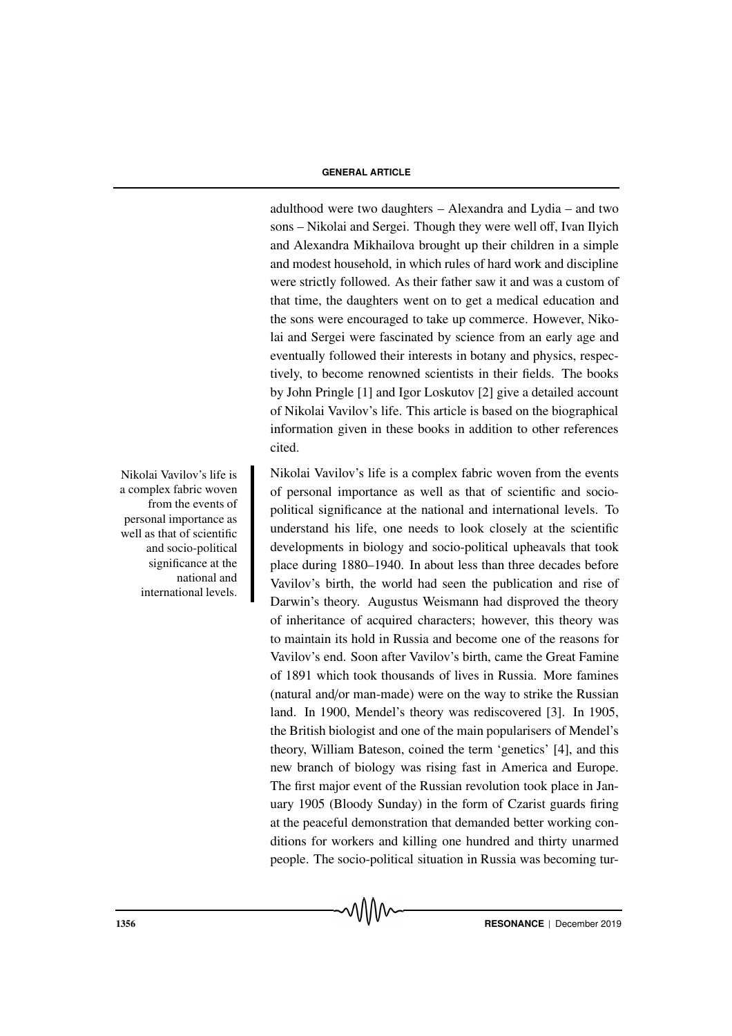adulthood were two daughters – Alexandra and Lydia – and two sons – Nikolai and Sergei. Though they were well off, Ivan Ilyich and Alexandra Mikhailova brought up their children in a simple and modest household, in which rules of hard work and discipline were strictly followed. As their father saw it and was a custom of that time, the daughters went on to get a medical education and the sons were encouraged to take up commerce. However, Nikolai and Sergei were fascinated by science from an early age and eventually followed their interests in botany and physics, respectively, to become renowned scientists in their fields. The books by John Pringle [1] and Igor Loskutov [2] give a detailed account of Nikolai Vavilov's life. This article is based on the biographical information given in these books in addition to other references cited.

Nikolai Vavilov's life is a complex fabric woven from the events of personal importance as well as that of scientific and socio-political significance at the national and international levels.

Nikolai Vavilov's life is a complex fabric woven from the events of personal importance as well as that of scientific and socio-political significance at the national and international levels. To understand his life, one needs to look closely at the scientific developments in biology and socio-political upheavals that took place during 1880–1940. In about less than three decades before Vavilov's birth, the world had seen the publication and rise of Darwin's theory. Augustus Weismann had disproved the theory of inheritance of acquired characters; however, this theory was to maintain its hold in Russia and become one of the reasons for Vavilov's end. Soon after Vavilov's birth, came the Great Famine of 1891 which took thousands of lives in Russia. More famines (natural and/or man-made) were on the way to strike the Russian land. In 1900, Mendel's theory was rediscovered [3]. In 1905, the British biologist and one of the main popularisers of Mendel's theory, William Bateson, coined the term 'genetics' [4], and this new branch of biology was rising fast in America and Europe. The first major event of the Russian revolution took place in January 1905 (Bloody Sunday) in the form of Czarist guards firing at the peaceful demonstration that demanded better working conditions for workers and killing one hundred and thirty unarmed people. The socio-political situation in Russia was becoming tur-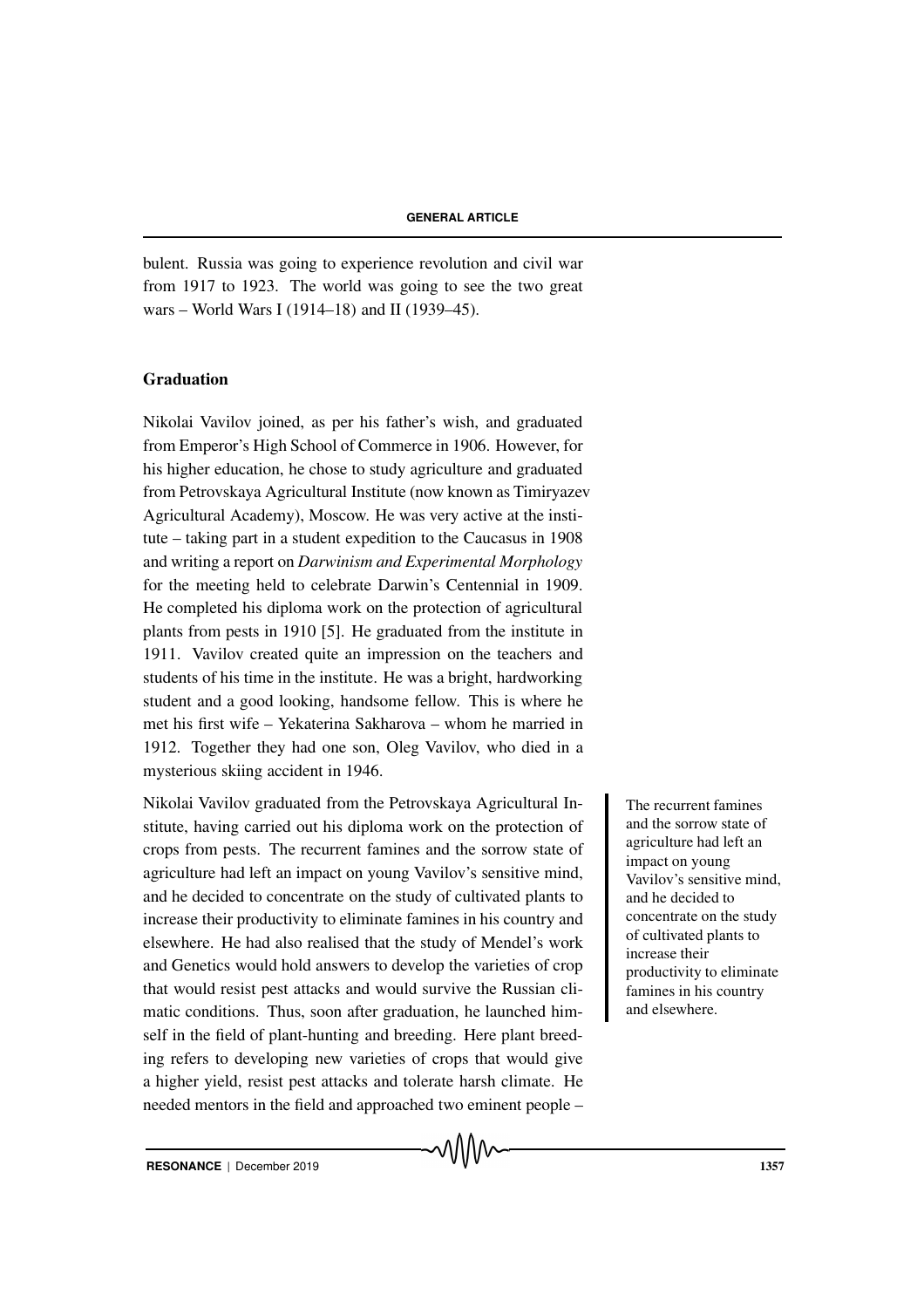bulent. Russia was going to experience revolution and civil war from 1917 to 1923. The world was going to see the two great wars – World Wars I (1914–18) and II (1939–45).

## Graduation

Nikolai Vavilov joined, as per his father's wish, and graduated from Emperor's High School of Commerce in 1906. However, for his higher education, he chose to study agriculture and graduated from Petrovskaya Agricultural Institute (now known as Timiryazev Agricultural Academy), Moscow. He was very active at the institute – taking part in a student expedition to the Caucasus in 1908 and writing a report on *Darwinism and Experimental Morphology* for the meeting held to celebrate Darwin's Centennial in 1909. He completed his diploma work on the protection of agricultural plants from pests in 1910 [5]. He graduated from the institute in 1911. Vavilov created quite an impression on the teachers and students of his time in the institute. He was a bright, hardworking student and a good looking, handsome fellow. This is where he met his first wife – Yekaterina Sakharova – whom he married in 1912. Together they had one son, Oleg Vavilov, who died in a mysterious skiing accident in 1946.

Nikolai Vavilov graduated from the Petrovskaya Agricultural Institute, having carried out his diploma work on the protection of crops from pests. The recurrent famines and the sorrow state of agriculture had left an impact on young Vavilov's sensitive mind, and he decided to concentrate on the study of cultivated plants to increase their productivity to eliminate famines in his country and elsewhere. He had also realised that the study of Mendel's work and Genetics would hold answers to develop the varieties of crop that would resist pest attacks and would survive the Russian climatic conditions. Thus, soon after graduation, he launched himself in the field of plant-hunting and breeding. Here plant breeding refers to developing new varieties of crops that would give a higher yield, resist pest attacks and tolerate harsh climate. He needed mentors in the field and approached two eminent people –

> The recurrent famines and the sorrow state of agriculture had left an impact on young Vavilov's sensitive mind, and he decided to concentrate on the study of cultivated plants to increase their productivity to eliminate famines in his country and elsewhere.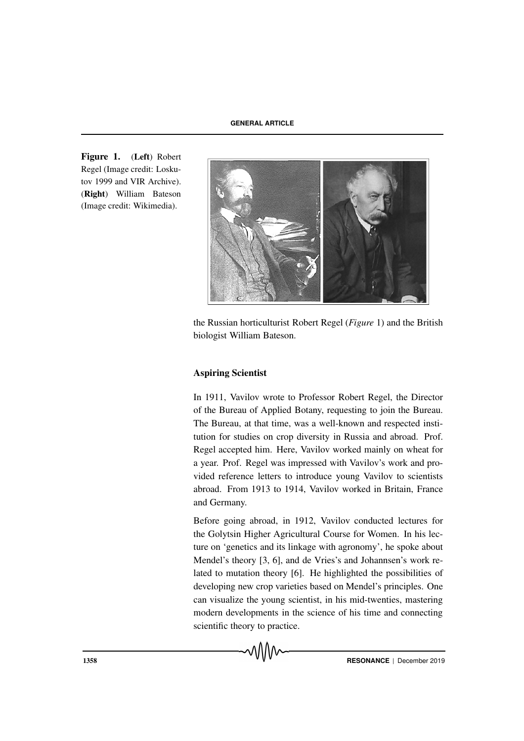Figure 1. (**Left**) Robert Regel (Image credit: Loskutov 1999 and VIR Archive). (**Right**) William Bateson (Image credit: Wikimedia).

the Russian horticulturist Robert Regel (*Figure* 1) and the British biologist William Bateson.

### Aspiring Scientist

In 1911, Vavilov wrote to Professor Robert Regel, the Director of the Bureau of Applied Botany, requesting to join the Bureau. The Bureau, at that time, was a well-known and respected institution for studies on crop diversity in Russia and abroad. Prof. Regel accepted him. Here, Vavilov worked mainly on wheat for a year. Prof. Regel was impressed with Vavilov's work and provided reference letters to introduce young Vavilov to scientists abroad. From 1913 to 1914, Vavilov worked in Britain, France and Germany.

Before going abroad, in 1912, Vavilov conducted lectures for the Golytsin Higher Agricultural Course for Women. In his lecture on 'genetics and its linkage with agronomy', he spoke about Mendel's theory [3, 6], and de Vries's and Johannsen's work related to mutation theory [6]. He highlighted the possibilities of developing new crop varieties based on Mendel's principles. One can visualize the young scientist, in his mid-twenties, mastering modern developments in the science of his time and connecting scientific theory to practice.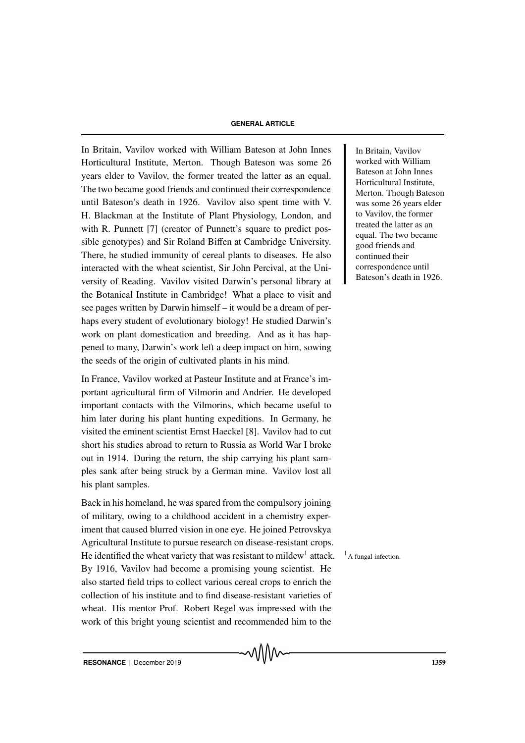In Britain, Vavilov worked with William Bateson at John Innes Horticultural Institute, Merton. Though Bateson was some 26 years elder to Vavilov, the former treated the latter as an equal. The two became good friends and continued their correspondence until Bateson's death in 1926. Vavilov also spent time with V. H. Blackman at the Institute of Plant Physiology, London, and with R. Punnett [7] (creator of Punnett's square to predict possible genotypes) and Sir Roland Biffen at Cambridge University. There, he studied immunity of cereal plants to diseases. He also interacted with the wheat scientist, Sir John Percival, at the University of Reading. Vavilov visited Darwin's personal library at the Botanical Institute in Cambridge! What a place to visit and see pages written by Darwin himself – it would be a dream of perhaps every student of evolutionary biology! He studied Darwin's work on plant domestication and breeding. And as it has happened to many, Darwin's work left a deep impact on him, sowing the seeds of the origin of cultivated plants in his mind.

> In Britain, Vavilov worked with William Bateson at John Innes Horticultural Institute, Merton. Though Bateson was some 26 years elder to Vavilov, the former treated the latter as an equal. The two became good friends and continued their correspondence until Bateson's death in 1926.

In France, Vavilov worked at Pasteur Institute and at France's important agricultural firm of Vilmorin and Andrier. He developed important contacts with the Vilmorins, which became useful to him later during his plant hunting expeditions. In Germany, he visited the eminent scientist Ernst Haeckel [8]. Vavilov had to cut short his studies abroad to return to Russia as World War I broke out in 1914. During the return, the ship carrying his plant samples sank after being struck by a German mine. Vavilov lost all his plant samples.

Back in his homeland, he was spared from the compulsory joining of military, owing to a childhood accident in a chemistry experiment that caused blurred vision in one eye. He joined Petrovskya Agricultural Institute to pursue research on disease-resistant crops. He identified the wheat variety that was resistant to mildew[1] attack. By 1916, Vavilov had become a promising young scientist. He also started field trips to collect various cereal crops to enrich the collection of his institute and to find disease-resistant varieties of wheat. His mentor Prof. Robert Regel was impressed with the work of this bright young scientist and recommended him to the

[1] A fungal infection.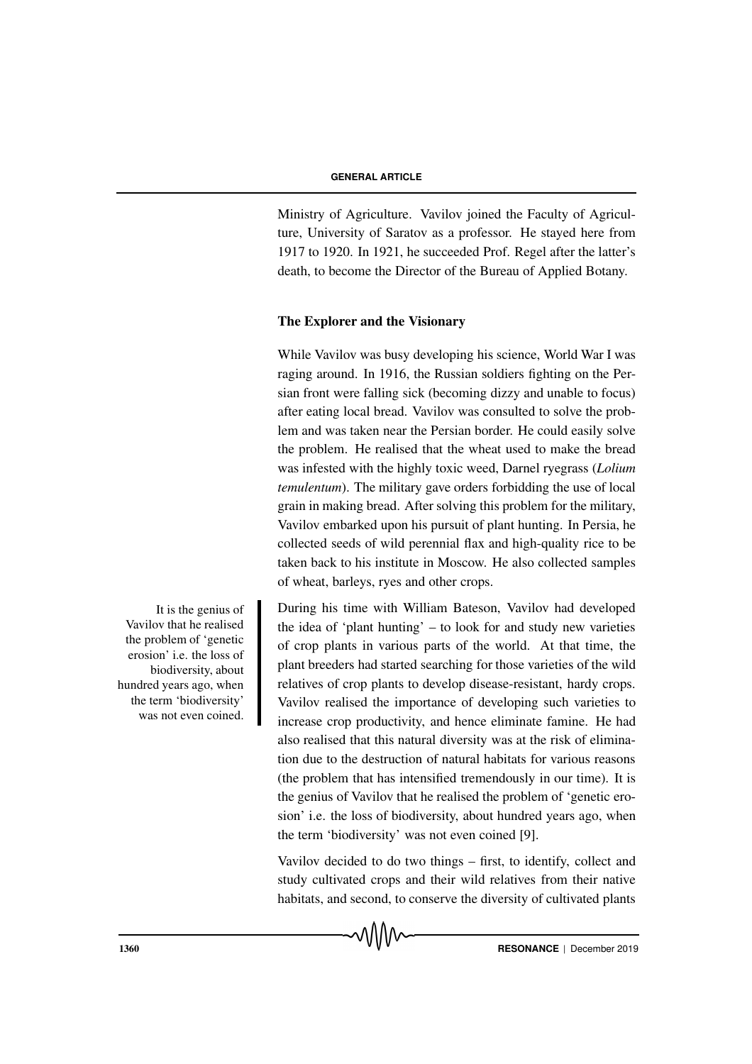Ministry of Agriculture. Vavilov joined the Faculty of Agriculture, University of Saratov as a professor. He stayed here from 1917 to 1920. In 1921, he succeeded Prof. Regel after the latter's death, to become the Director of the Bureau of Applied Botany.

## The Explorer and the Visionary

While Vavilov was busy developing his science, World War I was raging around. In 1916, the Russian soldiers fighting on the Persian front were falling sick (becoming dizzy and unable to focus) after eating local bread. Vavilov was consulted to solve the problem and was taken near the Persian border. He could easily solve the problem. He realised that the wheat used to make the bread was infested with the highly toxic weed, Darnel ryegrass (*Lolium temulentum*). The military gave orders forbidding the use of local grain in making bread. After solving this problem for the military, Vavilov embarked upon his pursuit of plant hunting. In Persia, he collected seeds of wild perennial flax and high-quality rice to be taken back to his institute in Moscow. He also collected samples of wheat, barleys, ryes and other crops.

It is the genius of Vavilov that he realised the problem of 'genetic erosion' i.e. the loss of biodiversity, about hundred years ago, when the term 'biodiversity' was not even coined.

During his time with William Bateson, Vavilov had developed the idea of 'plant hunting' – to look for and study new varieties of crop plants in various parts of the world. At that time, the plant breeders had started searching for those varieties of the wild relatives of crop plants to develop disease-resistant, hardy crops. Vavilov realised the importance of developing such varieties to increase crop productivity, and hence eliminate famine. He had also realised that this natural diversity was at the risk of elimination due to the destruction of natural habitats for various reasons (the problem that has intensified tremendously in our time). It is the genius of Vavilov that he realised the problem of 'genetic erosion' i.e. the loss of biodiversity, about hundred years ago, when the term 'biodiversity' was not even coined [9].

Vavilov decided to do two things – first, to identify, collect and study cultivated crops and their wild relatives from their native habitats, and second, to conserve the diversity of cultivated plants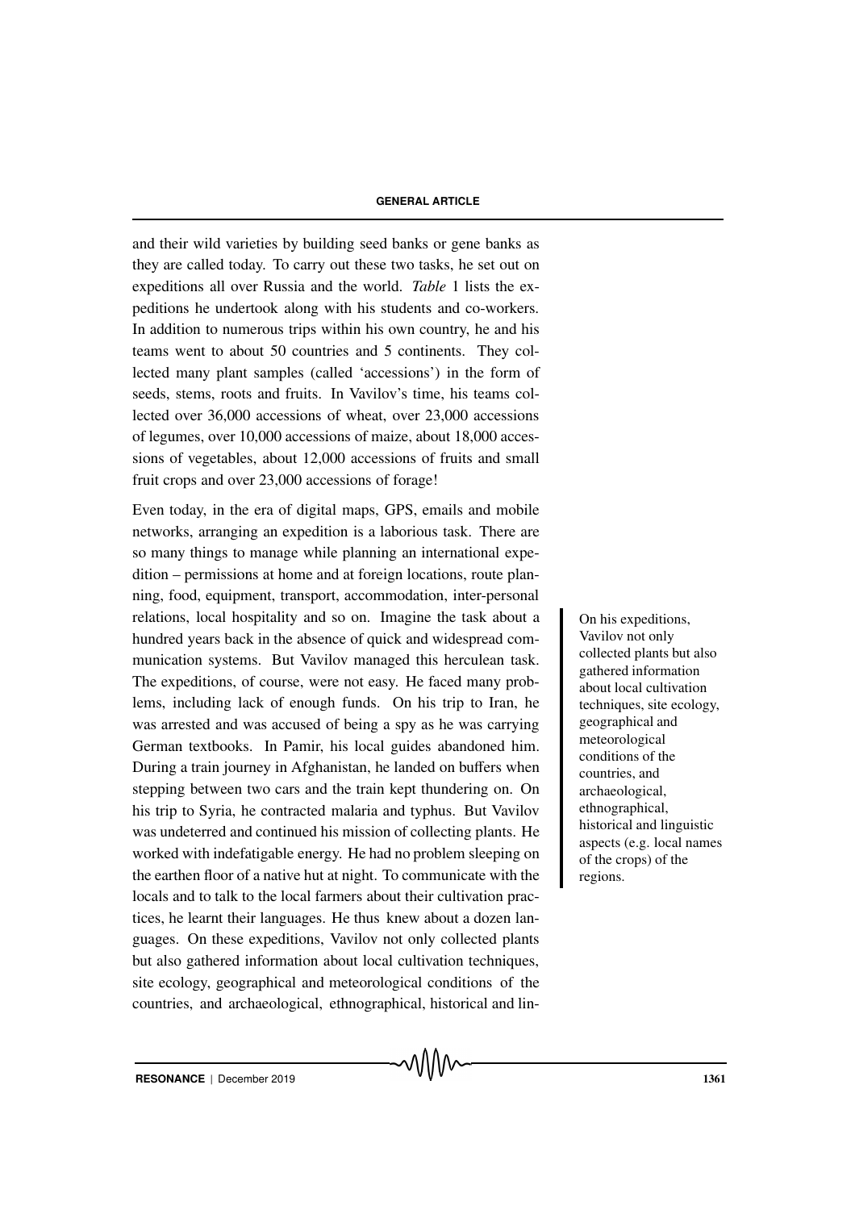and their wild varieties by building seed banks or gene banks as they are called today. To carry out these two tasks, he set out on expeditions all over Russia and the world. *Table* 1 lists the expeditions he undertook along with his students and co-workers. In addition to numerous trips within his own country, he and his teams went to about 50 countries and 5 continents. They collected many plant samples (called 'accessions') in the form of seeds, stems, roots and fruits. In Vavilov's time, his teams collected over 36,000 accessions of wheat, over 23,000 accessions of legumes, over 10,000 accessions of maize, about 18,000 accessions of vegetables, about 12,000 accessions of fruits and small fruit crops and over 23,000 accessions of forage!

Even today, in the era of digital maps, GPS, emails and mobile networks, arranging an expedition is a laborious task. There are so many things to manage while planning an international expedition – permissions at home and at foreign locations, route planning, food, equipment, transport, accommodation, inter-personal relations, local hospitality and so on. Imagine the task about a hundred years back in the absence of quick and widespread communication systems. But Vavilov managed this herculean task. The expeditions, of course, were not easy. He faced many problems, including lack of enough funds. On his trip to Iran, he was arrested and was accused of being a spy as he was carrying German textbooks. In Pamir, his local guides abandoned him. During a train journey in Afghanistan, he landed on buffers when stepping between two cars and the train kept thundering on. On his trip to Syria, he contracted malaria and typhus. But Vavilov was undeterred and continued his mission of collecting plants. He worked with indefatigable energy. He had no problem sleeping on the earthen floor of a native hut at night. To communicate with the locals and to talk to the local farmers about their cultivation practices, he learnt their languages. He thus knew about a dozen languages. On these expeditions, Vavilov not only collected plants but also gathered information about local cultivation techniques, site ecology, geographical and meteorological conditions of the countries, and archaeological, ethnographical, historical and lin-

> On his expeditions, Vavilov not only collected plants but also gathered information about local cultivation techniques, site ecology, geographical and meteorological conditions of the countries, and archaeological, ethnographical, historical and linguistic aspects (e.g. local names of the crops) of the regions.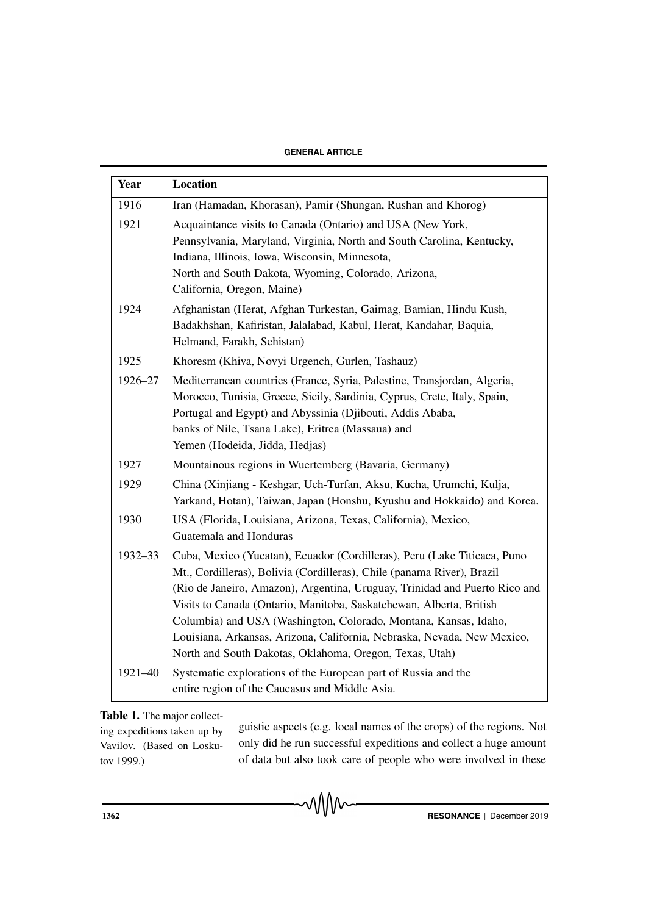| Year | Location |
|---|---|
| 1916 | Iran (Hamadan, Khorasan), Pamir (Shungan, Rushan and Khorog) |
| 1921 | Acquaintance visits to Canada (Ontario) and USA (New York, Pennsylvania, Maryland, Virginia, North and South Carolina, Kentucky, Indiana, Illinois, Iowa, Wisconsin, Minnesota, North and South Dakota, Wyoming, Colorado, Arizona, California, Oregon, Maine) |
| 1924 | Afghanistan (Herat, Afghan Turkestan, Gaimag, Bamian, Hindu Kush, Badakhshan, Kafiristan, Jalalabad, Kabul, Herat, Kandahar, Baquia, Helmand, Farakh, Sehistan) |
| 1925 | Khoresm (Khiva, Novyi Urgench, Gurlen, Tashauz) |
| 1926–27 | Mediterranean countries (France, Syria, Palestine, Transjordan, Algeria, Morocco, Tunisia, Greece, Sicily, Sardinia, Cyprus, Crete, Italy, Spain, Portugal and Egypt) and Abyssinia (Djibouti, Addis Ababa, banks of Nile, Tsana Lake), Eritrea (Massaua) and Yemen (Hodeida, Jidda, Hedjas) |
| 1927 | Mountainous regions in Wuertemberg (Bavaria, Germany) |
| 1929 | China (Xinjiang - Keshgar, Uch-Turfan, Aksu, Kucha, Urumchi, Kulja, Yarkand, Hotan), Taiwan, Japan (Honshu, Kyushu and Hokkaido) and Korea. |
| 1930 | USA (Florida, Louisiana, Arizona, Texas, California), Mexico, Guatemala and Honduras |
| 1932–33 | Cuba, Mexico (Yucatan), Ecuador (Cordilleras), Peru (Lake Titicaca, Puno Mt., Cordilleras), Bolivia (Cordilleras), Chile (panama River), Brazil (Rio de Janeiro, Amazon), Argentina, Uruguay, Trinidad and Puerto Rico and Visits to Canada (Ontario, Manitoba, Saskatchewan, Alberta, British Columbia) and USA (Washington, Colorado, Montana, Kansas, Idaho, Louisiana, Arkansas, Arizona, California, Nebraska, Nevada, New Mexico, North and South Dakotas, Oklahoma, Oregon, Texas, Utah) |
| 1921–40 | Systematic explorations of the European part of Russia and the entire region of the Caucasus and Middle Asia. |

**Table 1.** The major collecting expeditions taken up by Vavilov. (Based on Loskutov 1999.)

guistic aspects (e.g. local names of the crops) of the regions. Not only did he run successful expeditions and collect a huge amount of data but also took care of people who were involved in these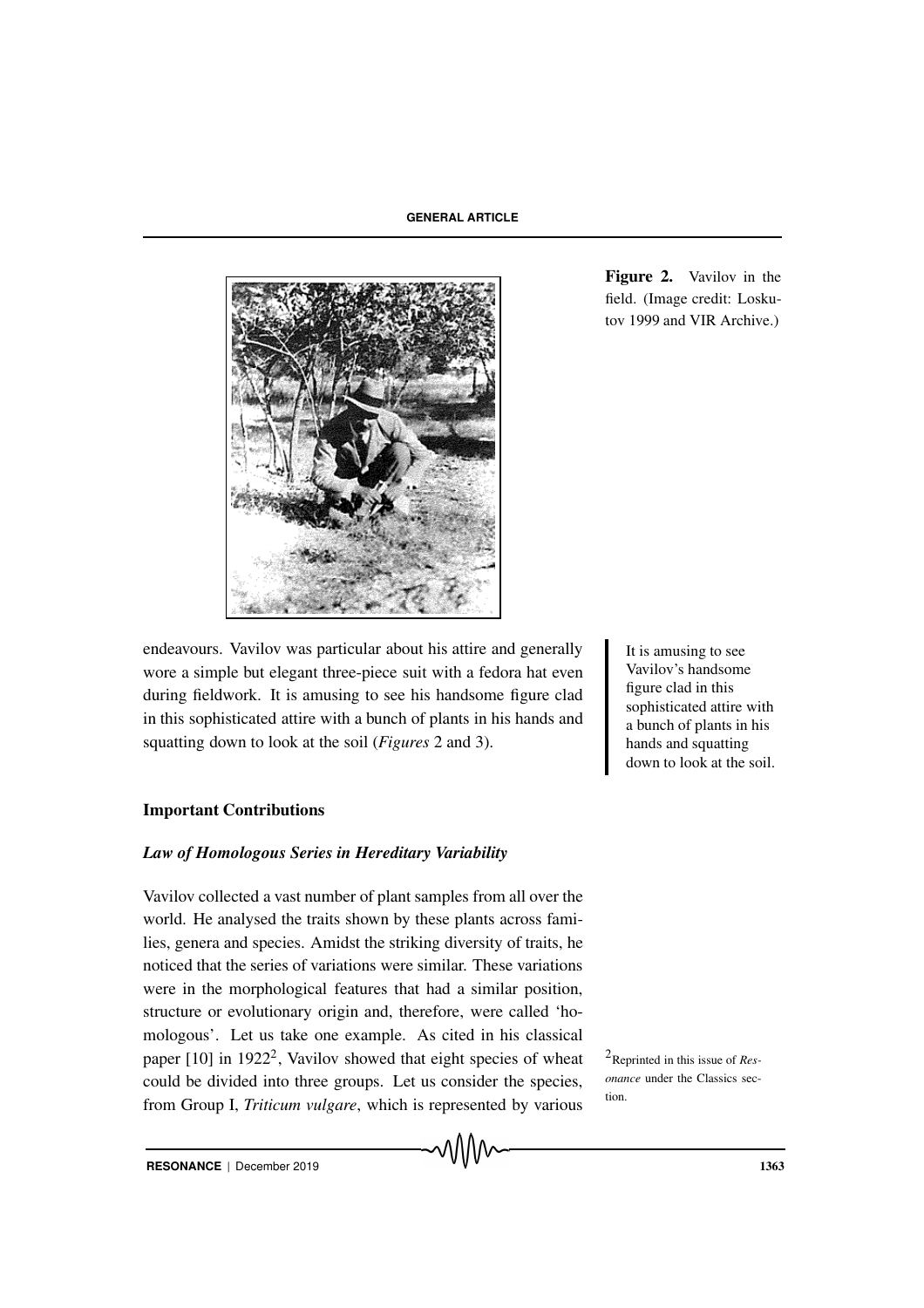Figure 2. Vavilov in the field. (Image credit: Loskutov 1999 and VIR Archive.)

endeavours. Vavilov was particular about his attire and generally wore a simple but elegant three-piece suit with a fedora hat even during fieldwork. It is amusing to see his handsome figure clad in this sophisticated attire with a bunch of plants in his hands and squatting down to look at the soil (*Figures* 2 and 3).

It is amusing to see Vavilov's handsome figure clad in this sophisticated attire with a bunch of plants in his hands and squatting down to look at the soil.

### Important Contributions

#### *Law of Homologous Series in Hereditary Variability*

Vavilov collected a vast number of plant samples from all over the world. He analysed the traits shown by these plants across families, genera and species. Amidst the striking diversity of traits, he noticed that the series of variations were similar. These variations were in the morphological features that had a similar position, structure or evolutionary origin and, therefore, were called 'homologous'. Let us take one example. As cited in his classical paper [10] in 1922[2], Vavilov showed that eight species of wheat could be divided into three groups. Let us consider the species, from Group I, *Triticum vulgare*, which is represented by various

[2]Reprinted in this issue of *Resonance* under the Classics section.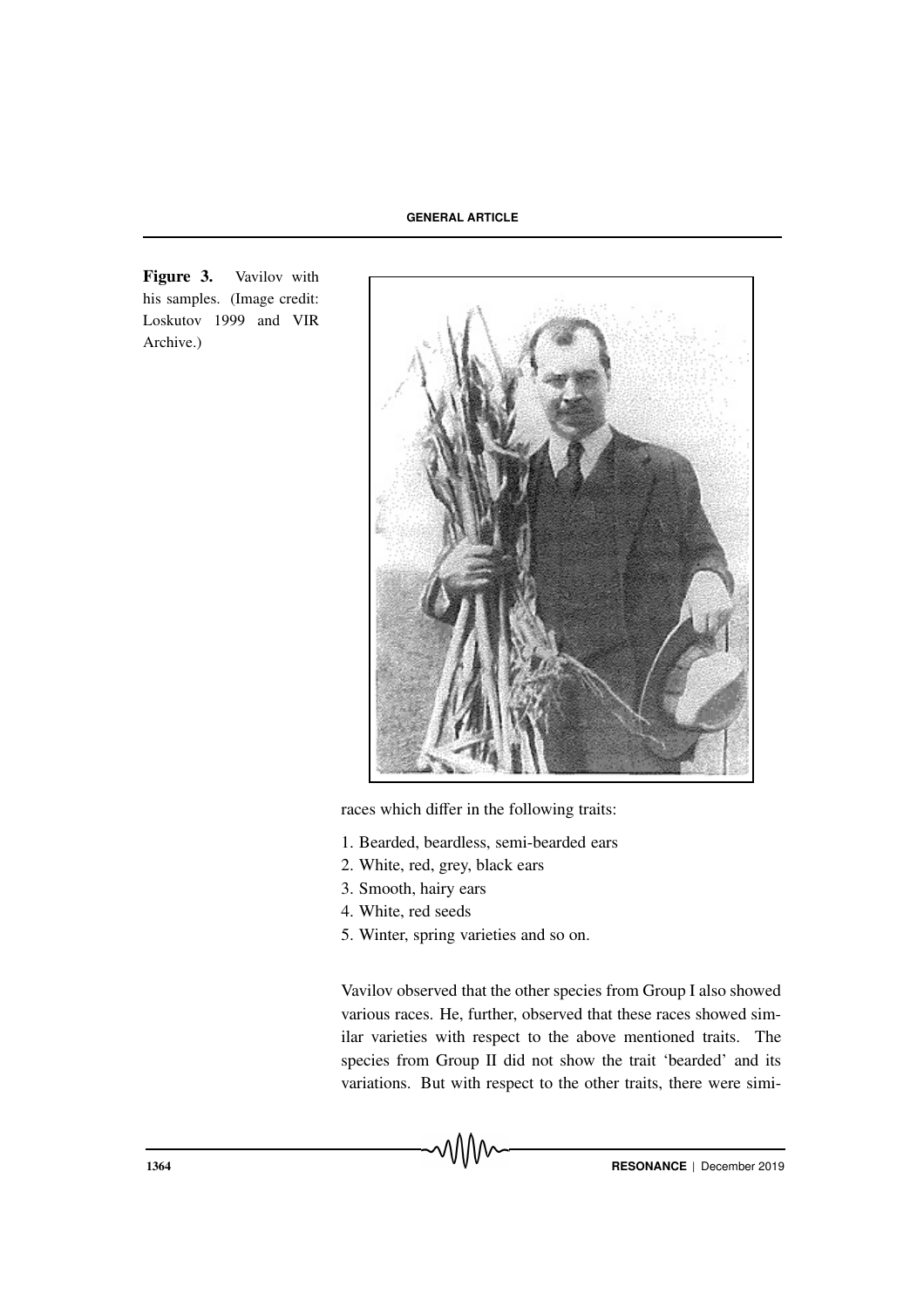Figure 3. Vavilov with his samples. (Image credit: Loskutov 1999 and VIR Archive.)

races which differ in the following traits:

1. Bearded, beardless, semi-bearded ears
2. White, red, grey, black ears
3. Smooth, hairy ears
4. White, red seeds
5. Winter, spring varieties and so on.

Vavilov observed that the other species from Group I also showed various races. He, further, observed that these races showed similar varieties with respect to the above mentioned traits. The species from Group II did not show the trait 'bearded' and its variations. But with respect to the other traits, there were simi-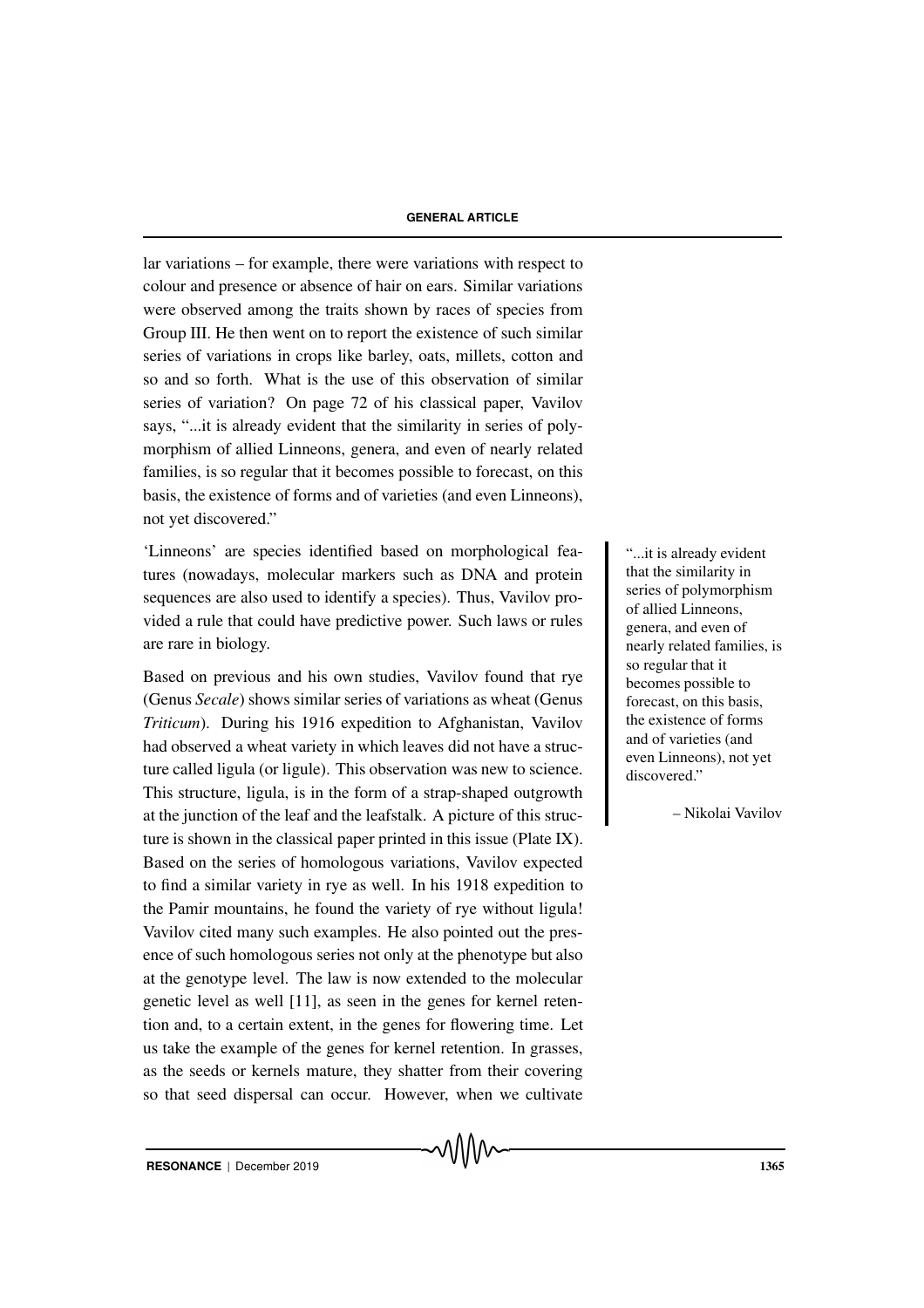lar variations – for example, there were variations with respect to colour and presence or absence of hair on ears. Similar variations were observed among the traits shown by races of species from Group III. He then went on to report the existence of such similar series of variations in crops like barley, oats, millets, cotton and so and so forth. What is the use of this observation of similar series of variation? On page 72 of his classical paper, Vavilov says, "...it is already evident that the similarity in series of polymorphism of allied Linneons, genera, and even of nearly related families, is so regular that it becomes possible to forecast, on this basis, the existence of forms and of varieties (and even Linneons), not yet discovered."

'Linneons' are species identified based on morphological features (nowadays, molecular markers such as DNA and protein sequences are also used to identify a species). Thus, Vavilov provided a rule that could have predictive power. Such laws or rules are rare in biology.

> "...it is already evident that the similarity in series of polymorphism of allied Linneons, genera, and even of nearly related families, is so regular that it becomes possible to forecast, on this basis, the existence of forms and of varieties (and even Linneons), not yet discovered."
>
> – Nikolai Vavilov

Based on previous and his own studies, Vavilov found that rye (Genus *Secale*) shows similar series of variations as wheat (Genus *Triticum*). During his 1916 expedition to Afghanistan, Vavilov had observed a wheat variety in which leaves did not have a structure called ligula (or ligule). This observation was new to science. This structure, ligula, is in the form of a strap-shaped outgrowth at the junction of the leaf and the leafstalk. A picture of this structure is shown in the classical paper printed in this issue (Plate IX). Based on the series of homologous variations, Vavilov expected to find a similar variety in rye as well. In his 1918 expedition to the Pamir mountains, he found the variety of rye without ligula! Vavilov cited many such examples. He also pointed out the presence of such homologous series not only at the phenotype but also at the genotype level. The law is now extended to the molecular genetic level as well [11], as seen in the genes for kernel retention and, to a certain extent, in the genes for flowering time. Let us take the example of the genes for kernel retention. In grasses, as the seeds or kernels mature, they shatter from their covering so that seed dispersal can occur. However, when we cultivate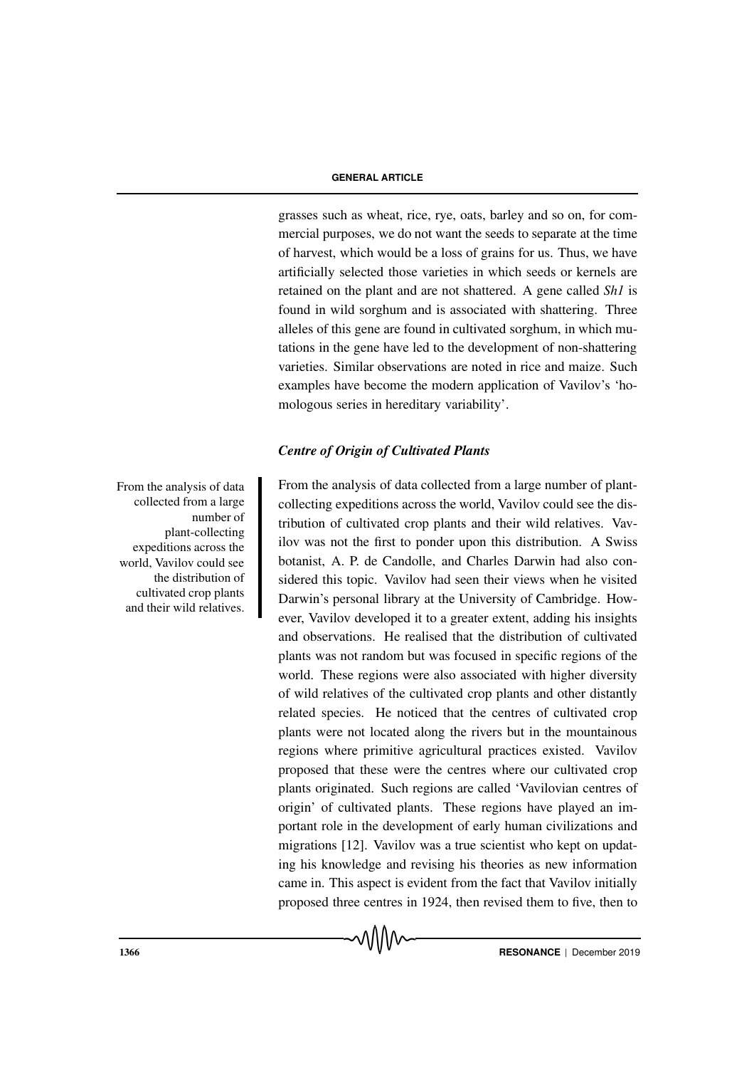grasses such as wheat, rice, rye, oats, barley and so on, for commercial purposes, we do not want the seeds to separate at the time of harvest, which would be a loss of grains for us. Thus, we have artificially selected those varieties in which seeds or kernels are retained on the plant and are not shattered. A gene called *Sh1* is found in wild sorghum and is associated with shattering. Three alleles of this gene are found in cultivated sorghum, in which mutations in the gene have led to the development of non-shattering varieties. Similar observations are noted in rice and maize. Such examples have become the modern application of Vavilov's 'homologous series in hereditary variability'.

### *Centre of Origin of Cultivated Plants*

From the analysis of data collected from a large number of plant-collecting expeditions across the world, Vavilov could see the distribution of cultivated crop plants and their wild relatives.

From the analysis of data collected from a large number of plant-collecting expeditions across the world, Vavilov could see the distribution of cultivated crop plants and their wild relatives. Vavilov was not the first to ponder upon this distribution. A Swiss botanist, A. P. de Candolle, and Charles Darwin had also considered this topic. Vavilov had seen their views when he visited Darwin's personal library at the University of Cambridge. However, Vavilov developed it to a greater extent, adding his insights and observations. He realised that the distribution of cultivated plants was not random but was focused in specific regions of the world. These regions were also associated with higher diversity of wild relatives of the cultivated crop plants and other distantly related species. He noticed that the centres of cultivated crop plants were not located along the rivers but in the mountainous regions where primitive agricultural practices existed. Vavilov proposed that these were the centres where our cultivated crop plants originated. Such regions are called 'Vavilovian centres of origin' of cultivated plants. These regions have played an important role in the development of early human civilizations and migrations [12]. Vavilov was a true scientist who kept on updating his knowledge and revising his theories as new information came in. This aspect is evident from the fact that Vavilov initially proposed three centres in 1924, then revised them to five, then to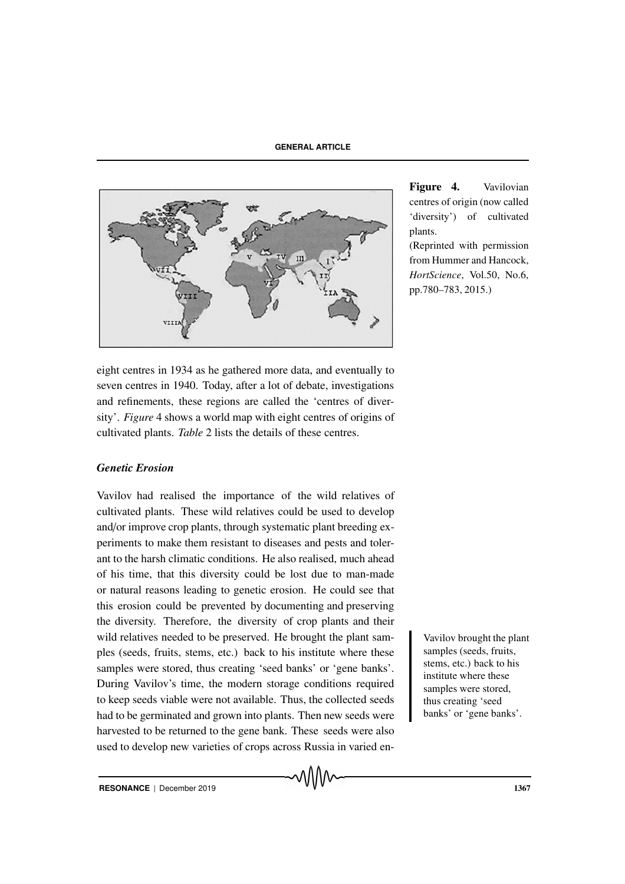Figure 4. Vavilovian centres of origin (now called 'diversity') of cultivated plants.
(Reprinted with permission from Hummer and Hancock, *HortScience*, Vol.50, No.6, pp.780–783, 2015.)

eight centres in 1934 as he gathered more data, and eventually to seven centres in 1940. Today, after a lot of debate, investigations and refinements, these regions are called the 'centres of diversity'. *Figure* 4 shows a world map with eight centres of origins of cultivated plants. *Table* 2 lists the details of these centres.

### *Genetic Erosion*

Vavilov had realised the importance of the wild relatives of cultivated plants. These wild relatives could be used to develop and/or improve crop plants, through systematic plant breeding experiments to make them resistant to diseases and pests and tolerant to the harsh climatic conditions. He also realised, much ahead of his time, that this diversity could be lost due to man-made or natural reasons leading to genetic erosion. He could see that this erosion could be prevented by documenting and preserving the diversity. Therefore, the diversity of crop plants and their wild relatives needed to be preserved. He brought the plant samples (seeds, fruits, stems, etc.) back to his institute where these samples were stored, thus creating 'seed banks' or 'gene banks'. During Vavilov's time, the modern storage conditions required to keep seeds viable were not available. Thus, the collected seeds had to be germinated and grown into plants. Then new seeds were harvested to be returned to the gene bank. These seeds were also used to develop new varieties of crops across Russia in varied en-

Vavilov brought the plant samples (seeds, fruits, stems, etc.) back to his institute where these samples were stored, thus creating 'seed banks' or 'gene banks'.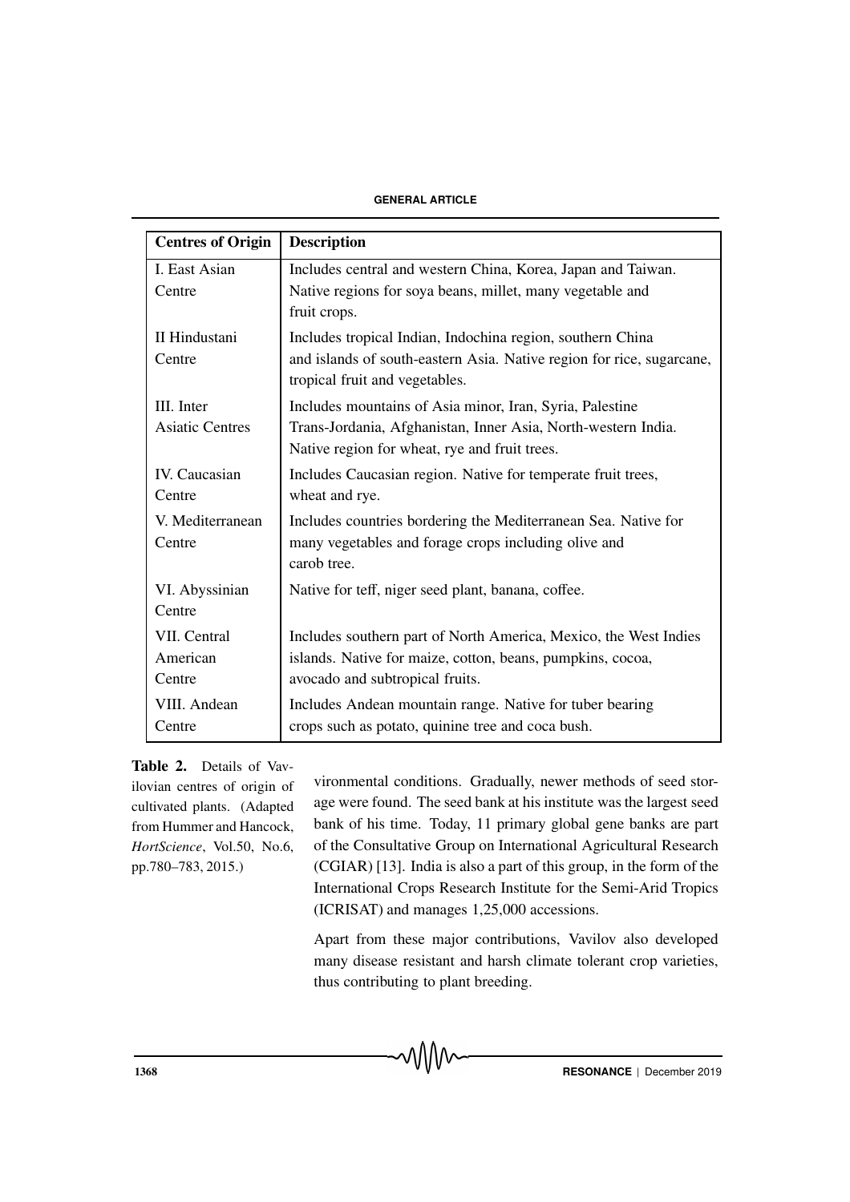| Centres of Origin | Description |
|---|---|
| I. East Asian Centre | Includes central and western China, Korea, Japan and Taiwan. Native regions for soya beans, millet, many vegetable and fruit crops. |
| II Hindustani Centre | Includes tropical Indian, Indochina region, southern China and islands of south-eastern Asia. Native region for rice, sugarcane, tropical fruit and vegetables. |
| III. Inter Asiatic Centres | Includes mountains of Asia minor, Iran, Syria, Palestine Trans-Jordania, Afghanistan, Inner Asia, North-western India. Native region for wheat, rye and fruit trees. |
| IV. Caucasian Centre | Includes Caucasian region. Native for temperate fruit trees, wheat and rye. |
| V. Mediterranean Centre | Includes countries bordering the Mediterranean Sea. Native for many vegetables and forage crops including olive and carob tree. |
| VI. Abyssinian Centre | Native for teff, niger seed plant, banana, coffee. |
| VII. Central American Centre | Includes southern part of North America, Mexico, the West Indies islands. Native for maize, cotton, beans, pumpkins, cocoa, avocado and subtropical fruits. |
| VIII. Andean Centre | Includes Andean mountain range. Native for tuber bearing crops such as potato, quinine tree and coca bush. |

**Table 2.** Details of Vavilovian centres of origin of cultivated plants. (Adapted from Hummer and Hancock, *HortScience*, Vol.50, No.6, pp.780–783, 2015.)

vironmental conditions. Gradually, newer methods of seed storage were found. The seed bank at his institute was the largest seed bank of his time. Today, 11 primary global gene banks are part of the Consultative Group on International Agricultural Research (CGIAR) [13]. India is also a part of this group, in the form of the International Crops Research Institute for the Semi-Arid Tropics (ICRISAT) and manages 1,25,000 accessions.

Apart from these major contributions, Vavilov also developed many disease resistant and harsh climate tolerant crop varieties, thus contributing to plant breeding.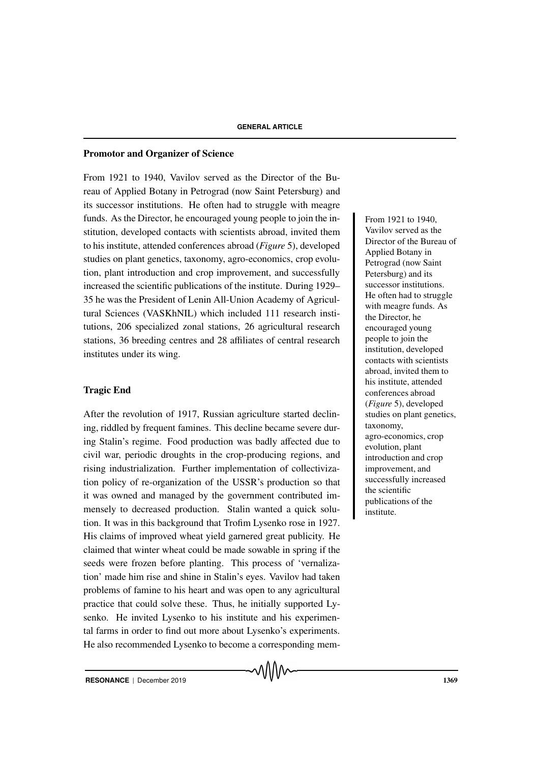## Promotor and Organizer of Science

From 1921 to 1940, Vavilov served as the Director of the Bureau of Applied Botany in Petrograd (now Saint Petersburg) and its successor institutions. He often had to struggle with meagre funds. As the Director, he encouraged young people to join the institution, developed contacts with scientists abroad, invited them to his institute, attended conferences abroad (*Figure* 5), developed studies on plant genetics, taxonomy, agro-economics, crop evolution, plant introduction and crop improvement, and successfully increased the scientific publications of the institute. During 1929–35 he was the President of Lenin All-Union Academy of Agricultural Sciences (VASKhNIL) which included 111 research institutions, 206 specialized zonal stations, 26 agricultural research stations, 36 breeding centres and 28 affiliates of central research institutes under its wing.

> From 1921 to 1940, Vavilov served as the Director of the Bureau of Applied Botany in Petrograd (now Saint Petersburg) and its successor institutions. He often had to struggle with meagre funds. As the Director, he encouraged young people to join the institution, developed contacts with scientists abroad, invited them to his institute, attended conferences abroad (*Figure* 5), developed studies on plant genetics, taxonomy, agro-economics, crop evolution, plant introduction and crop improvement, and successfully increased the scientific publications of the institute.

## Tragic End

After the revolution of 1917, Russian agriculture started declining, riddled by frequent famines. This decline became severe during Stalin's regime. Food production was badly affected due to civil war, periodic droughts in the crop-producing regions, and rising industrialization. Further implementation of collectivization policy of re-organization of the USSR's production so that it was owned and managed by the government contributed immensely to decreased production. Stalin wanted a quick solution. It was in this background that Trofim Lysenko rose in 1927. His claims of improved wheat yield garnered great publicity. He claimed that winter wheat could be made sowable in spring if the seeds were frozen before planting. This process of 'vernalization' made him rise and shine in Stalin's eyes. Vavilov had taken problems of famine to his heart and was open to any agricultural practice that could solve these. Thus, he initially supported Lysenko. He invited Lysenko to his institute and his experimental farms in order to find out more about Lysenko's experiments. He also recommended Lysenko to become a corresponding mem-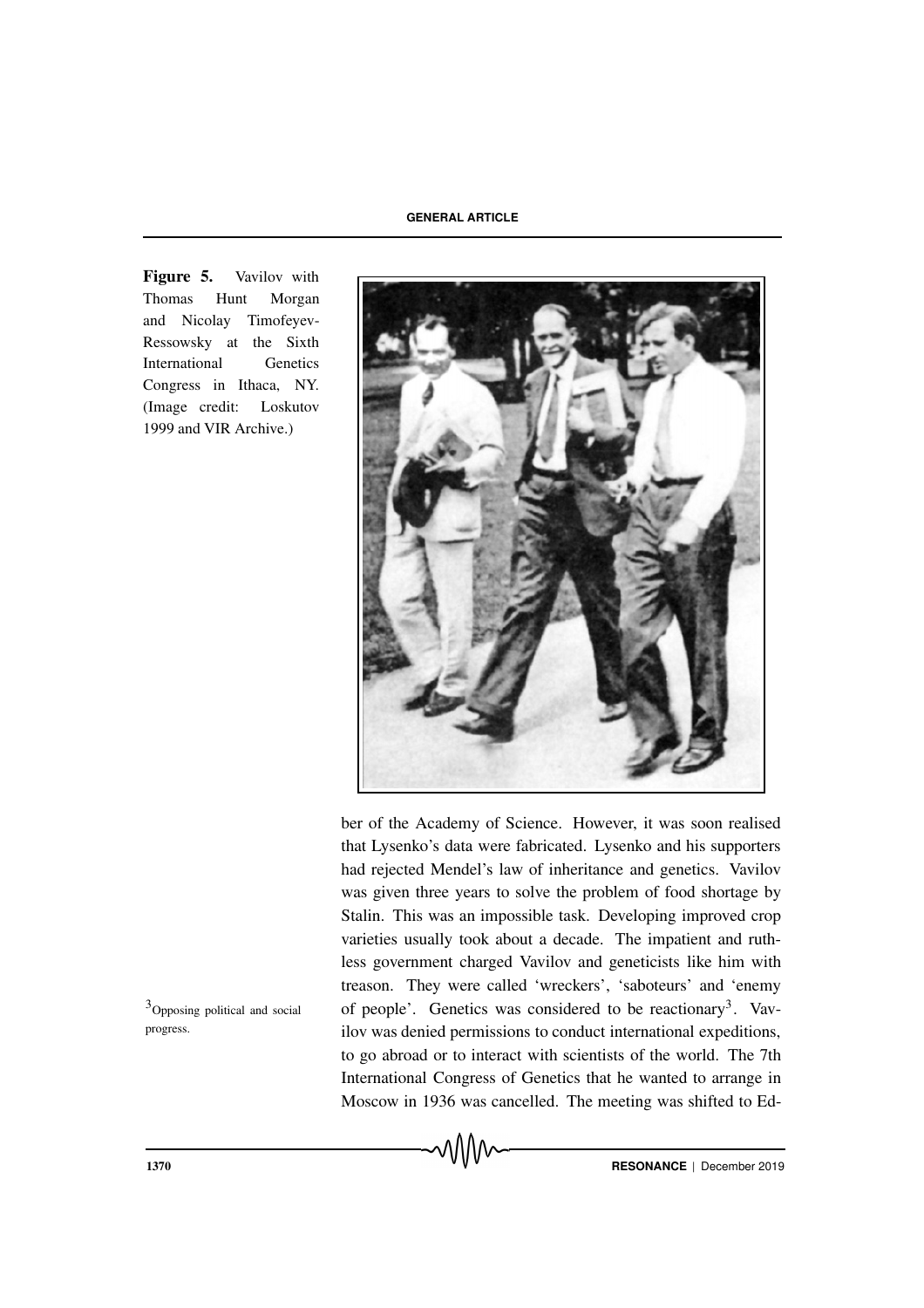Figure 5. Vavilov with Thomas Hunt Morgan and Nicolay Timofeyev-Ressowsky at the Sixth International Genetics Congress in Ithaca, NY. (Image credit: Loskutov 1999 and VIR Archive.)

ber of the Academy of Science. However, it was soon realised that Lysenko's data were fabricated. Lysenko and his supporters had rejected Mendel's law of inheritance and genetics. Vavilov was given three years to solve the problem of food shortage by Stalin. This was an impossible task. Developing improved crop varieties usually took about a decade. The impatient and ruthless government charged Vavilov and geneticists like him with treason. They were called 'wreckers', 'saboteurs' and 'enemy of people'. Genetics was considered to be reactionary[3]. Vavilov was denied permissions to conduct international expeditions, to go abroad or to interact with scientists of the world. The 7th International Congress of Genetics that he wanted to arrange in Moscow in 1936 was cancelled. The meeting was shifted to Ed-

[3] Opposing political and social progress.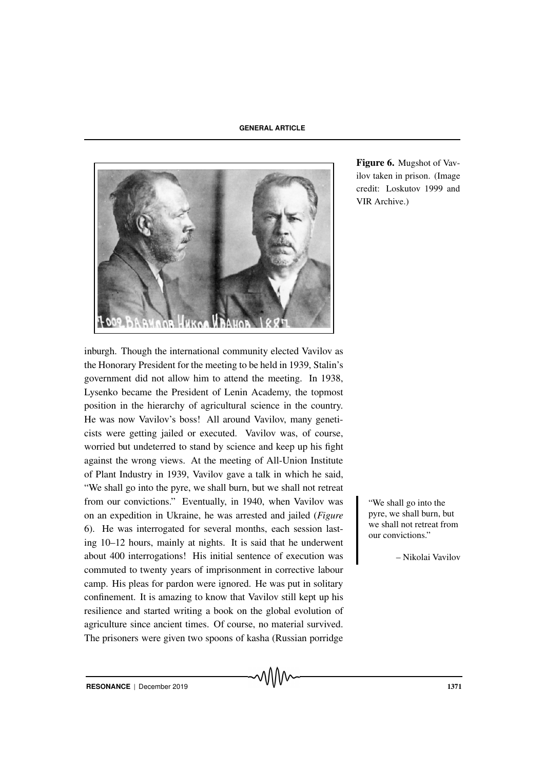Figure 6. Mugshot of Vavilov taken in prison. (Image credit: Loskutov 1999 and VIR Archive.)

inburgh. Though the international community elected Vavilov as the Honorary President for the meeting to be held in 1939, Stalin's government did not allow him to attend the meeting. In 1938, Lysenko became the President of Lenin Academy, the topmost position in the hierarchy of agricultural science in the country. He was now Vavilov's boss! All around Vavilov, many geneticists were getting jailed or executed. Vavilov was, of course, worried but undeterred to stand by science and keep up his fight against the wrong views. At the meeting of All-Union Institute of Plant Industry in 1939, Vavilov gave a talk in which he said, "We shall go into the pyre, we shall burn, but we shall not retreat from our convictions." Eventually, in 1940, when Vavilov was on an expedition in Ukraine, he was arrested and jailed (*Figure* 6). He was interrogated for several months, each session lasting 10–12 hours, mainly at nights. It is said that he underwent about 400 interrogations! His initial sentence of execution was commuted to twenty years of imprisonment in corrective labour camp. His pleas for pardon were ignored. He was put in solitary confinement. It is amazing to know that Vavilov still kept up his resilience and started writing a book on the global evolution of agriculture since ancient times. Of course, no material survived. The prisoners were given two spoons of kasha (Russian porridge

> "We shall go into the pyre, we shall burn, but we shall not retreat from our convictions."
>
> – Nikolai Vavilov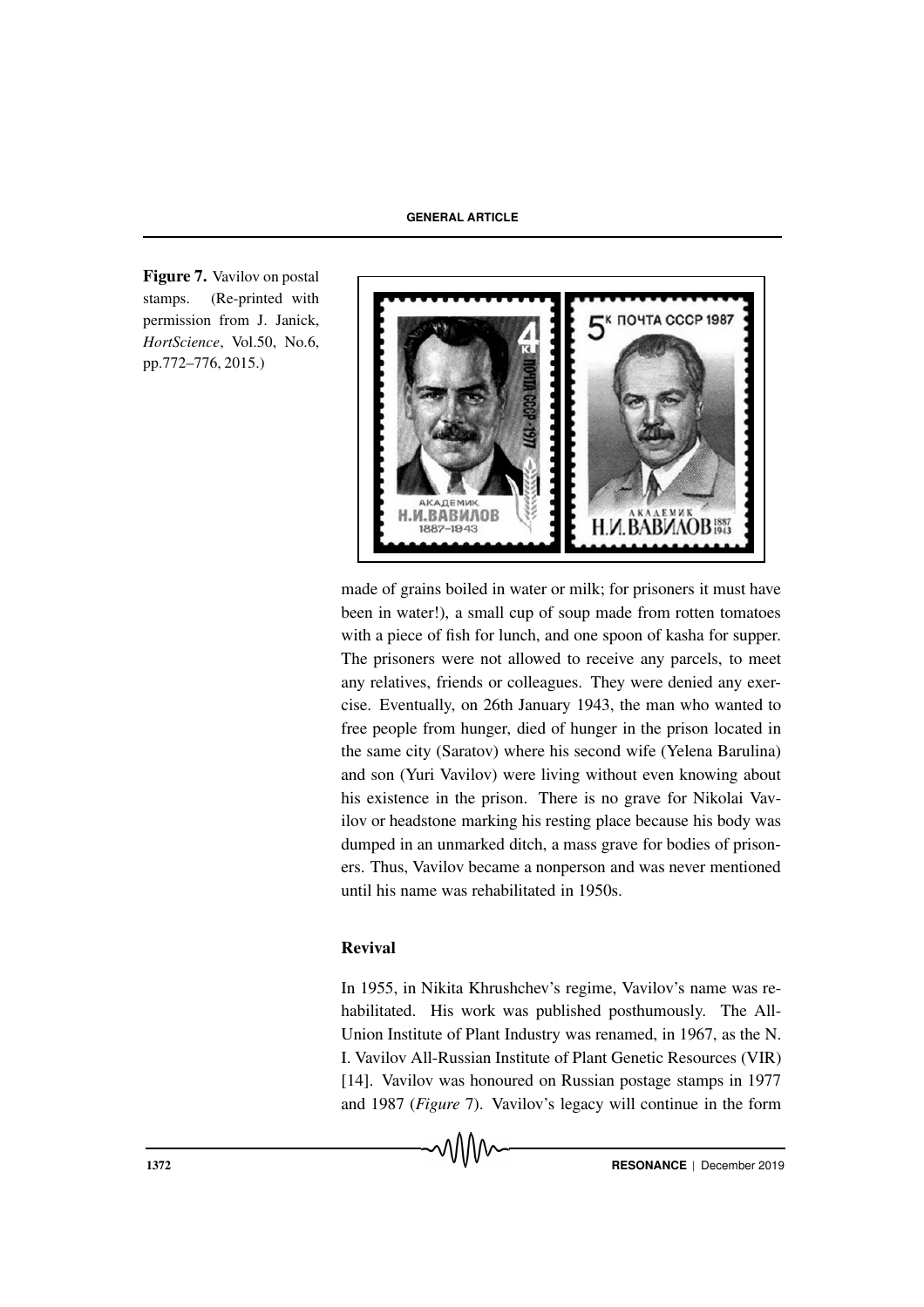Figure 7. Vavilov on postal stamps. (Re-printed with permission from J. Janick, *HortScience*, Vol.50, No.6, pp.772–776, 2015.)

made of grains boiled in water or milk; for prisoners it must have been in water!), a small cup of soup made from rotten tomatoes with a piece of fish for lunch, and one spoon of kasha for supper. The prisoners were not allowed to receive any parcels, to meet any relatives, friends or colleagues. They were denied any exercise. Eventually, on 26th January 1943, the man who wanted to free people from hunger, died of hunger in the prison located in the same city (Saratov) where his second wife (Yelena Barulina) and son (Yuri Vavilov) were living without even knowing about his existence in the prison. There is no grave for Nikolai Vavilov or headstone marking his resting place because his body was dumped in an unmarked ditch, a mass grave for bodies of prisoners. Thus, Vavilov became a nonperson and was never mentioned until his name was rehabilitated in 1950s.

## Revival

In 1955, in Nikita Khrushchev's regime, Vavilov's name was rehabilitated. His work was published posthumously. The All-Union Institute of Plant Industry was renamed, in 1967, as the N. I. Vavilov All-Russian Institute of Plant Genetic Resources (VIR) [14]. Vavilov was honoured on Russian postage stamps in 1977 and 1987 (*Figure* 7). Vavilov's legacy will continue in the form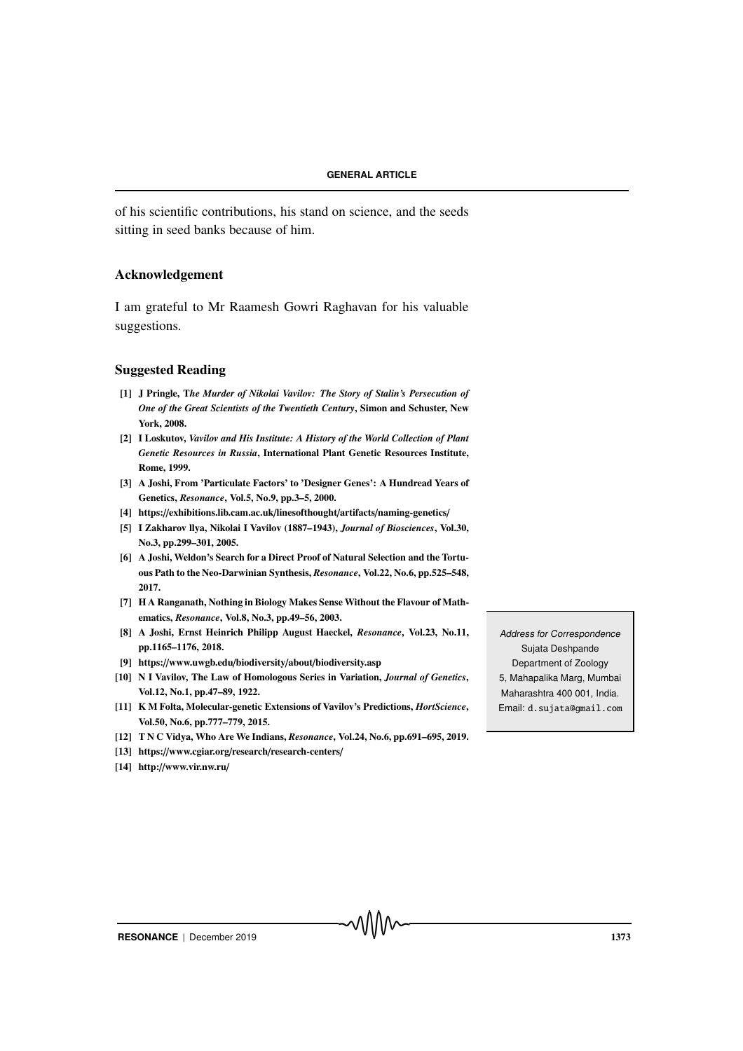of his scientific contributions, his stand on science, and the seeds sitting in seed banks because of him.

## Acknowledgement

I am grateful to Mr Raamesh Gowri Raghavan for his valuable suggestions.

## Suggested Reading

**[1] J Pringle, T*he Murder of Nikolai Vavilov: The Story of Stalin's Persecution of One of the Great Scientists of the Twentieth Century*, Simon and Schuster, New York, 2008.**

**[2] I Loskutov, *Vavilov and His Institute: A History of the World Collection of Plant Genetic Resources in Russia*, International Plant Genetic Resources Institute, Rome, 1999.**

**[3] A Joshi, From 'Particulate Factors' to 'Designer Genes': A Hundread Years of Genetics, *Resonance*, Vol.5, No.9, pp.3–5, 2000.**

**[4] https://exhibitions.lib.cam.ac.uk/linesofthought/artifacts/naming-genetics/**

**[5] I Zakharov Ilya, Nikolai I Vavilov (1887–1943), *Journal of Biosciences*, Vol.30, No.3, pp.299–301, 2005.**

**[6] A Joshi, Weldon's Search for a Direct Proof of Natural Selection and the Tortuous Path to the Neo-Darwinian Synthesis, *Resonance*, Vol.22, No.6, pp.525–548, 2017.**

**[7] H A Ranganath, Nothing in Biology Makes Sense Without the Flavour of Mathematics, *Resonance*, Vol.8, No.3, pp.49–56, 2003.**

**[8] A Joshi, Ernst Heinrich Philipp August Haeckel, *Resonance*, Vol.23, No.11, pp.1165–1176, 2018.**

**[9] https://www.uwgb.edu/biodiversity/about/biodiversity.asp**

**[10] N I Vavilov, The Law of Homologous Series in Variation, *Journal of Genetics*, Vol.12, No.1, pp.47–89, 1922.**

**[11] K M Folta, Molecular-genetic Extensions of Vavilov's Predictions, *HortScience*, Vol.50, No.6, pp.777–779, 2015.**

**[12] T N C Vidya, Who Are We Indians, *Resonance*, Vol.24, No.6, pp.691–695, 2019.**

**[13] https://www.cgiar.org/research/research-centers/**

**[14] http://www.vir.nw.ru/**

*Address for Correspondence*
Sujata Deshpande
Department of Zoology
5, Mahapalika Marg, Mumbai
Maharashtra 400 001, India.
Email: d.sujata@gmail.com